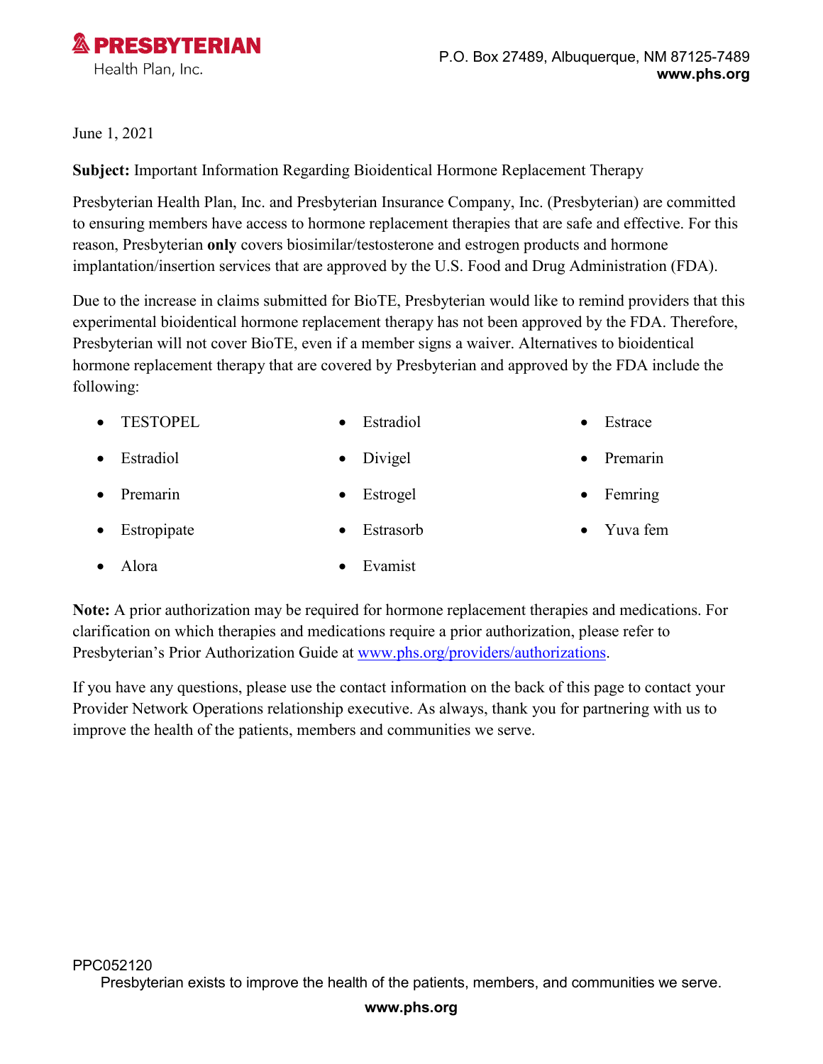**PRESBYTERIAN**
Health Plan, Inc.

P.O. Box 27489, Albuquerque, NM 87125-7489
**www.phs.org**

June 1, 2021

**Subject:** Important Information Regarding Bioidentical Hormone Replacement Therapy

Presbyterian Health Plan, Inc. and Presbyterian Insurance Company, Inc. (Presbyterian) are committed to ensuring members have access to hormone replacement therapies that are safe and effective. For this reason, Presbyterian **only** covers biosimilar/testosterone and estrogen products and hormone implantation/insertion services that are approved by the U.S. Food and Drug Administration (FDA).

Due to the increase in claims submitted for BioTE, Presbyterian would like to remind providers that this experimental bioidentical hormone replacement therapy has not been approved by the FDA. Therefore, Presbyterian will not cover BioTE, even if a member signs a waiver. Alternatives to bioidentical hormone replacement therapy that are covered by Presbyterian and approved by the FDA include the following:

- TESTOPEL
- Estradiol
- Premarin
- Estropipate
- Alora
- Estradiol
- Divigel
- Estrogel
- Estrasorb
- Evamist
- Estrace
- Premarin
- Femring
- Yuva fem

**Note:** A prior authorization may be required for hormone replacement therapies and medications. For clarification on which therapies and medications require a prior authorization, please refer to Presbyterian's Prior Authorization Guide at [www.phs.org/providers/authorizations](http://www.phs.org/providers/authorizations).

If you have any questions, please use the contact information on the back of this page to contact your Provider Network Operations relationship executive. As always, thank you for partnering with us to improve the health of the patients, members and communities we serve.

PPC052120

Presbyterian exists to improve the health of the patients, members, and communities we serve.

**www.phs.org**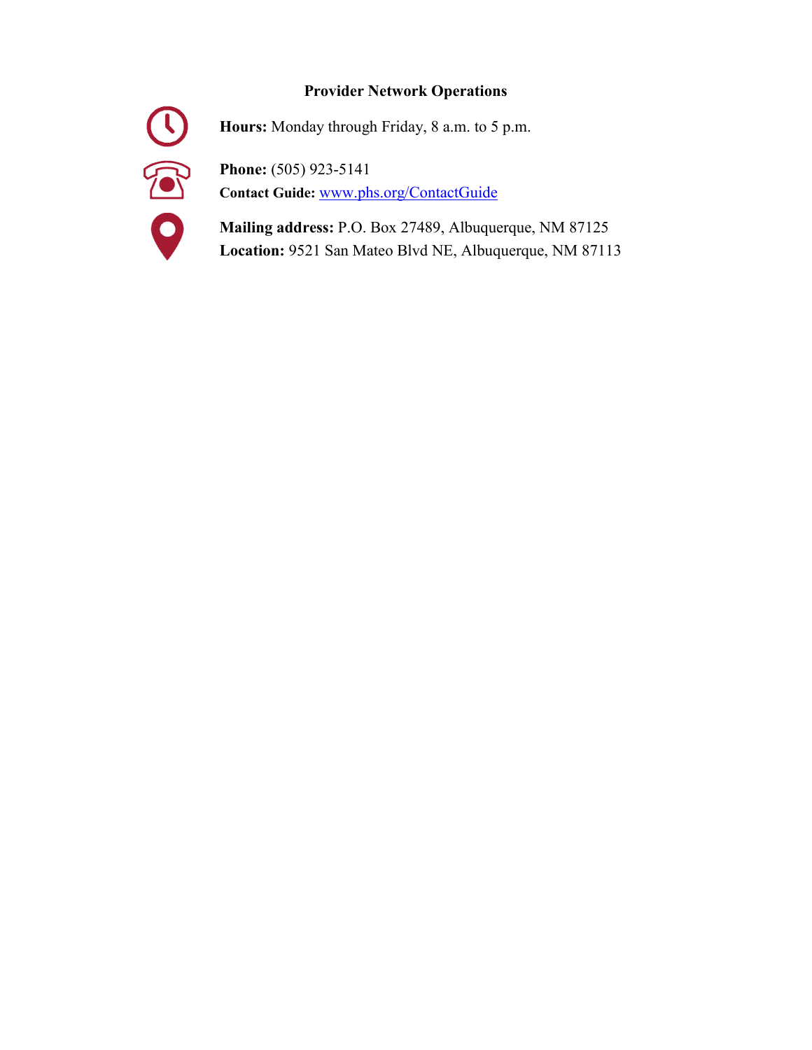**Provider Network Operations**

**Hours:** Monday through Friday, 8 a.m. to 5 p.m.

**Phone:** (505) 923-5141
**Contact Guide:** [www.phs.org/ContactGuide](http://www.phs.org/ContactGuide)

**Mailing address:** P.O. Box 27489, Albuquerque, NM 87125
**Location:** 9521 San Mateo Blvd NE, Albuquerque, NM 87113